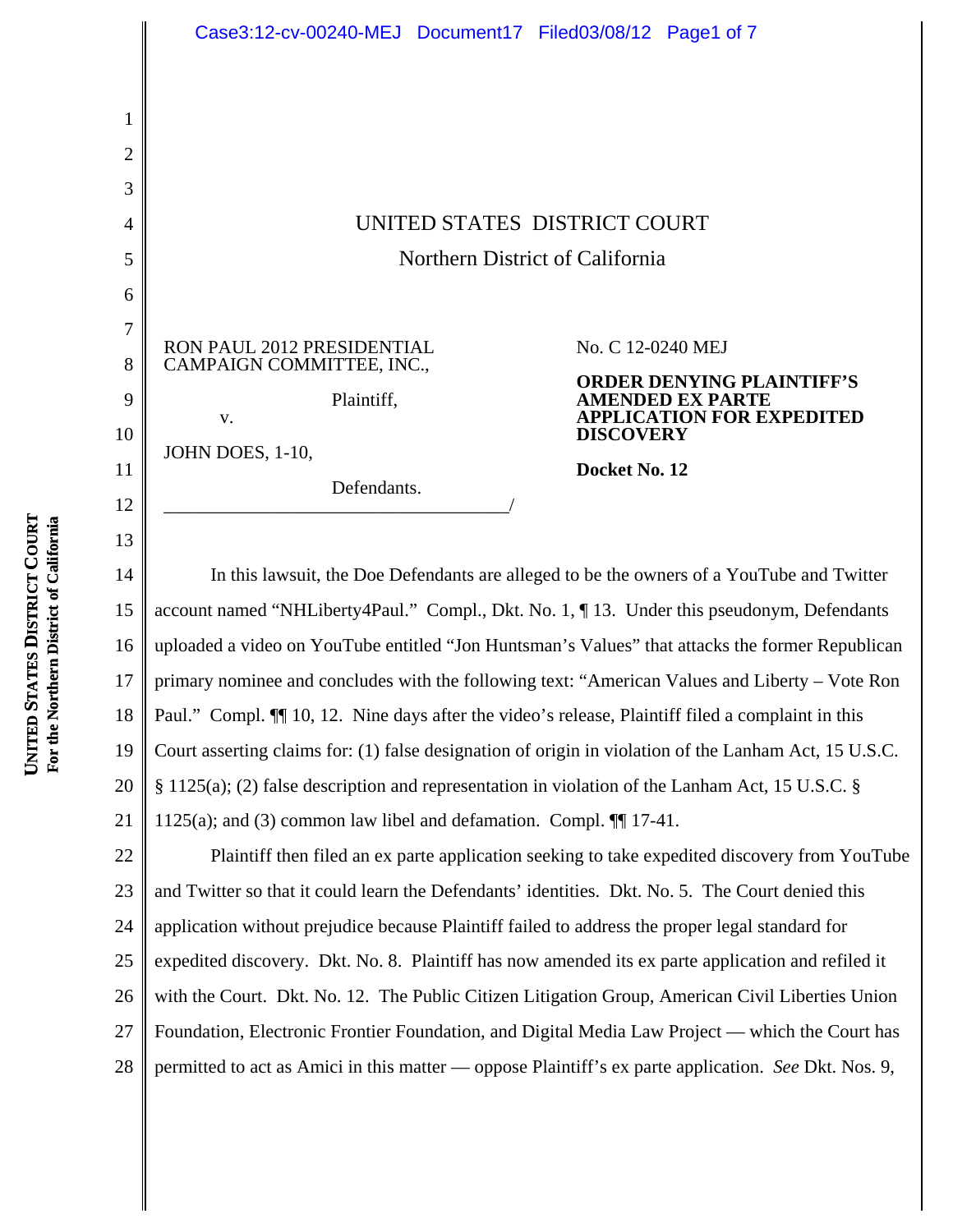UNITED STATES DISTRICT COURT

Northern District of California

RON PAUL 2012 PRESIDENTIAL CAMPAIGN COMMITTEE, INC.,

Plaintiff,

v.

JOHN DOES, 1-10,

Defendants.

No. C 12-0240 MEJ

**ORDER DENYING PLAINTIFF'S AMENDED EX PARTE APPLICATION FOR EXPEDITED DISCOVERY**

**Docket No. 12**

In this lawsuit, the Doe Defendants are alleged to be the owners of a YouTube and Twitter account named "NHLiberty4Paul." Compl., Dkt. No. 1, ¶ 13. Under this pseudonym, Defendants uploaded a video on YouTube entitled "Jon Huntsman's Values" that attacks the former Republican primary nominee and concludes with the following text: "American Values and Liberty – Vote Ron Paul." Compl. ¶¶ 10, 12. Nine days after the video's release, Plaintiff filed a complaint in this Court asserting claims for: (1) false designation of origin in violation of the Lanham Act, 15 U.S.C. § 1125(a); (2) false description and representation in violation of the Lanham Act, 15 U.S.C. § 1125(a); and (3) common law libel and defamation. Compl. ¶¶ 17-41.

Plaintiff then filed an ex parte application seeking to take expedited discovery from YouTube and Twitter so that it could learn the Defendants' identities. Dkt. No. 5. The Court denied this application without prejudice because Plaintiff failed to address the proper legal standard for expedited discovery. Dkt. No. 8. Plaintiff has now amended its ex parte application and refiled it with the Court. Dkt. No. 12. The Public Citizen Litigation Group, American Civil Liberties Union Foundation, Electronic Frontier Foundation, and Digital Media Law Project — which the Court has permitted to act as Amici in this matter — oppose Plaintiff's ex parte application. *See* Dkt. Nos. 9,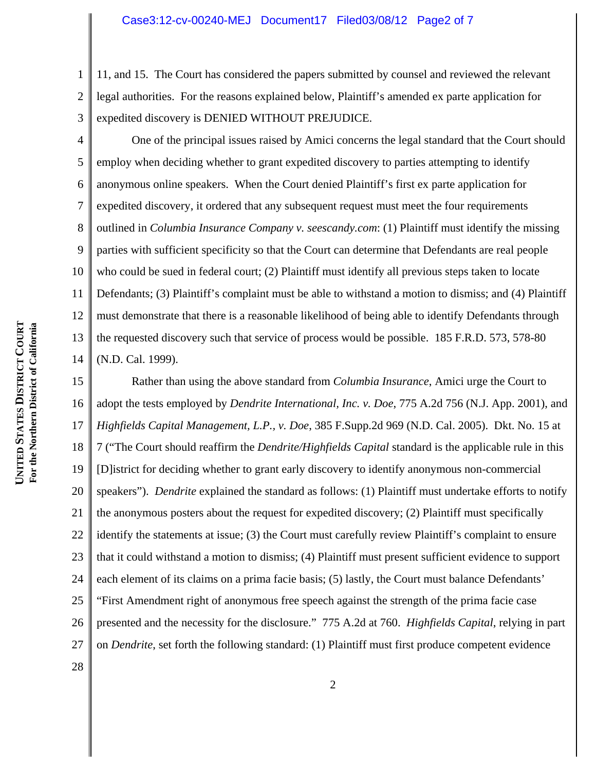11, and 15. The Court has considered the papers submitted by counsel and reviewed the relevant legal authorities. For the reasons explained below, Plaintiff's amended ex parte application for expedited discovery is DENIED WITHOUT PREJUDICE.

One of the principal issues raised by Amici concerns the legal standard that the Court should employ when deciding whether to grant expedited discovery to parties attempting to identify anonymous online speakers. When the Court denied Plaintiff's first ex parte application for expedited discovery, it ordered that any subsequent request must meet the four requirements outlined in *Columbia Insurance Company v. seescandy.com*: (1) Plaintiff must identify the missing parties with sufficient specificity so that the Court can determine that Defendants are real people who could be sued in federal court; (2) Plaintiff must identify all previous steps taken to locate Defendants; (3) Plaintiff's complaint must be able to withstand a motion to dismiss; and (4) Plaintiff must demonstrate that there is a reasonable likelihood of being able to identify Defendants through the requested discovery such that service of process would be possible. 185 F.R.D. 573, 578-80 (N.D. Cal. 1999).

Rather than using the above standard from *Columbia Insurance*, Amici urge the Court to adopt the tests employed by *Dendrite International, Inc. v. Doe*, 775 A.2d 756 (N.J. App. 2001), and *Highfields Capital Management, L.P., v. Doe*, 385 F.Supp.2d 969 (N.D. Cal. 2005). Dkt. No. 15 at 7 ("The Court should reaffirm the *Dendrite/Highfields Capital* standard is the applicable rule in this [D]istrict for deciding whether to grant early discovery to identify anonymous non-commercial speakers"). *Dendrite* explained the standard as follows: (1) Plaintiff must undertake efforts to notify the anonymous posters about the request for expedited discovery; (2) Plaintiff must specifically identify the statements at issue; (3) the Court must carefully review Plaintiff's complaint to ensure that it could withstand a motion to dismiss; (4) Plaintiff must present sufficient evidence to support each element of its claims on a prima facie basis; (5) lastly, the Court must balance Defendants' "First Amendment right of anonymous free speech against the strength of the prima facie case presented and the necessity for the disclosure." 775 A.2d at 760. *Highfields Capital*, relying in part on *Dendrite*, set forth the following standard: (1) Plaintiff must first produce competent evidence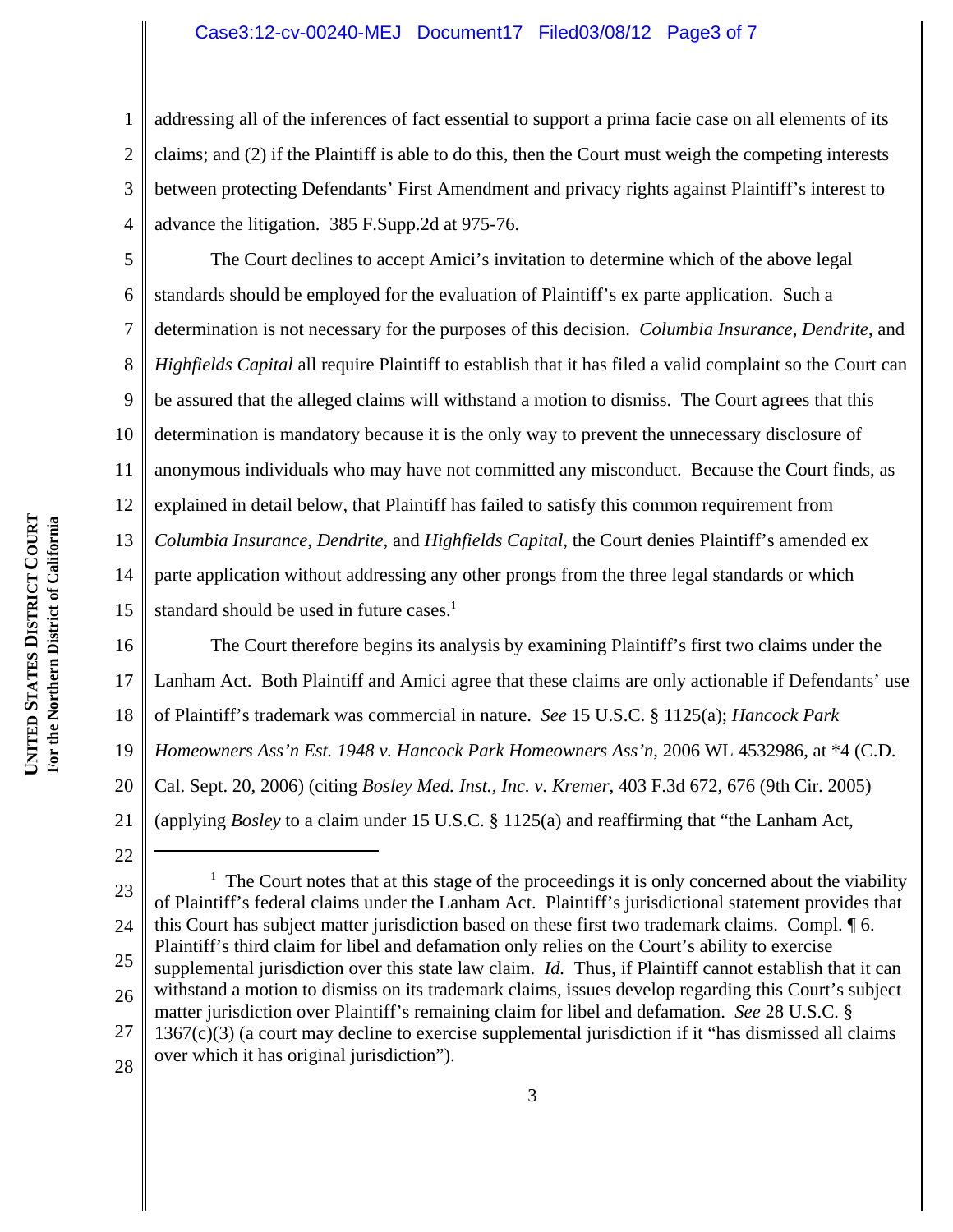addressing all of the inferences of fact essential to support a prima facie case on all elements of its claims; and (2) if the Plaintiff is able to do this, then the Court must weigh the competing interests between protecting Defendants' First Amendment and privacy rights against Plaintiff's interest to advance the litigation. 385 F.Supp.2d at 975-76.

The Court declines to accept Amici's invitation to determine which of the above legal standards should be employed for the evaluation of Plaintiff's ex parte application. Such a determination is not necessary for the purposes of this decision. *Columbia Insurance*, *Dendrite*, and *Highfields Capital* all require Plaintiff to establish that it has filed a valid complaint so the Court can be assured that the alleged claims will withstand a motion to dismiss. The Court agrees that this determination is mandatory because it is the only way to prevent the unnecessary disclosure of anonymous individuals who may have not committed any misconduct. Because the Court finds, as explained in detail below, that Plaintiff has failed to satisfy this common requirement from *Columbia Insurance*, *Dendrite*, and *Highfields Capital*, the Court denies Plaintiff's amended ex parte application without addressing any other prongs from the three legal standards or which standard should be used in future cases.[1]

The Court therefore begins its analysis by examining Plaintiff's first two claims under the Lanham Act. Both Plaintiff and Amici agree that these claims are only actionable if Defendants' use of Plaintiff's trademark was commercial in nature. *See* 15 U.S.C. § 1125(a); *Hancock Park Homeowners Ass'n Est. 1948 v. Hancock Park Homeowners Ass'n*, 2006 WL 4532986, at *4 (C.D. Cal. Sept. 20, 2006) (citing *Bosley Med. Inst., Inc. v. Kremer*, 403 F.3d 672, 676 (9th Cir. 2005) (applying *Bosley* to a claim under 15 U.S.C. § 1125(a) and reaffirming that "the Lanham Act,

---

[1] The Court notes that at this stage of the proceedings it is only concerned about the viability of Plaintiff's federal claims under the Lanham Act. Plaintiff's jurisdictional statement provides that this Court has subject matter jurisdiction based on these first two trademark claims. Compl. ¶ 6. Plaintiff's third claim for libel and defamation only relies on the Court's ability to exercise supplemental jurisdiction over this state law claim. *Id.* Thus, if Plaintiff cannot establish that it can withstand a motion to dismiss on its trademark claims, issues develop regarding this Court's subject matter jurisdiction over Plaintiff's remaining claim for libel and defamation. *See* 28 U.S.C. § 1367(c)(3) (a court may decline to exercise supplemental jurisdiction if it "has dismissed all claims over which it has original jurisdiction").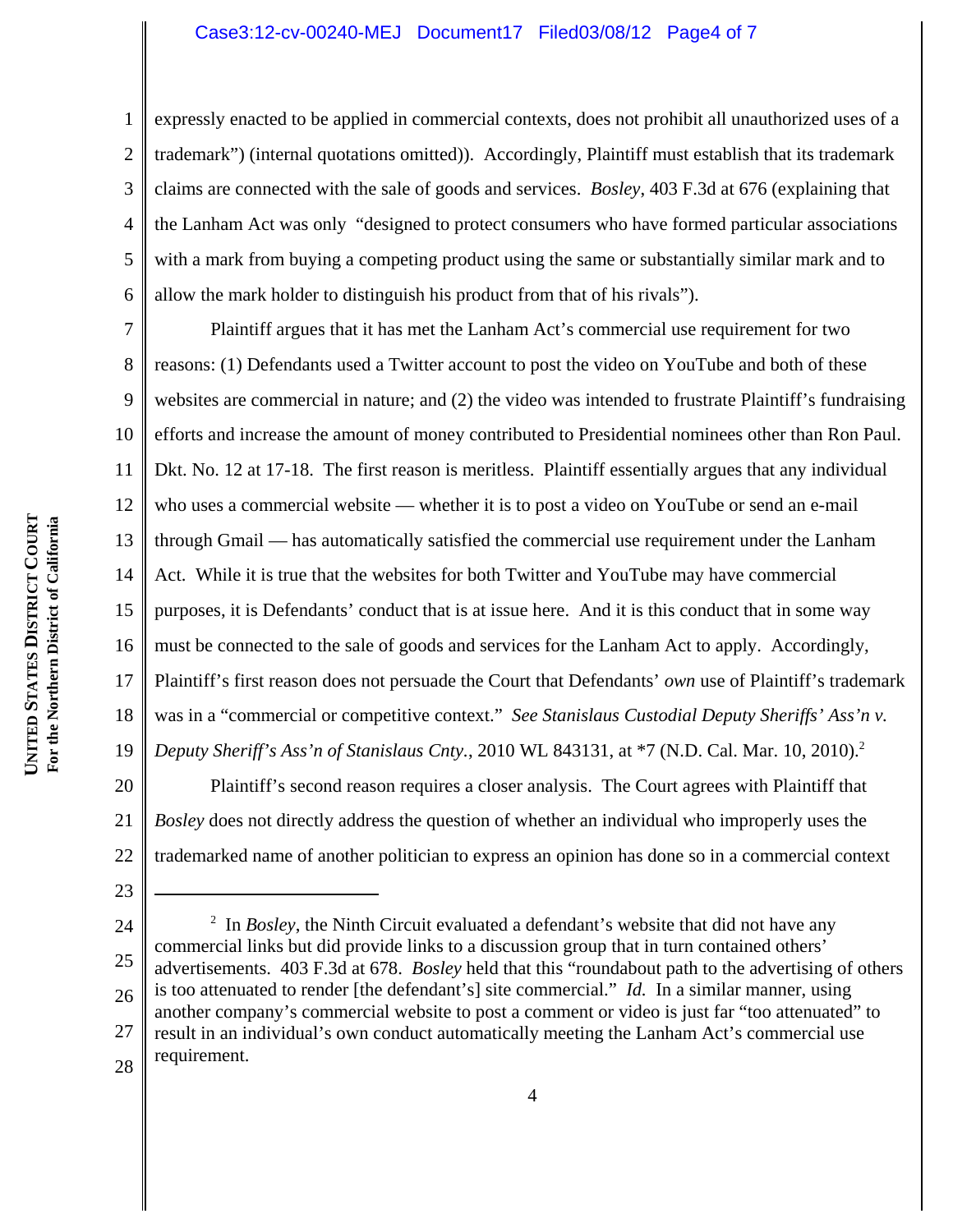expressly enacted to be applied in commercial contexts, does not prohibit all unauthorized uses of a trademark") (internal quotations omitted)). Accordingly, Plaintiff must establish that its trademark claims are connected with the sale of goods and services. *Bosley*, 403 F.3d at 676 (explaining that the Lanham Act was only "designed to protect consumers who have formed particular associations with a mark from buying a competing product using the same or substantially similar mark and to allow the mark holder to distinguish his product from that of his rivals").

Plaintiff argues that it has met the Lanham Act's commercial use requirement for two reasons: (1) Defendants used a Twitter account to post the video on YouTube and both of these websites are commercial in nature; and (2) the video was intended to frustrate Plaintiff's fundraising efforts and increase the amount of money contributed to Presidential nominees other than Ron Paul. Dkt. No. 12 at 17-18. The first reason is meritless. Plaintiff essentially argues that any individual who uses a commercial website — whether it is to post a video on YouTube or send an e-mail through Gmail — has automatically satisfied the commercial use requirement under the Lanham Act. While it is true that the websites for both Twitter and YouTube may have commercial purposes, it is Defendants' conduct that is at issue here. And it is this conduct that in some way must be connected to the sale of goods and services for the Lanham Act to apply. Accordingly, Plaintiff's first reason does not persuade the Court that Defendants' *own* use of Plaintiff's trademark was in a "commercial or competitive context." *See Stanislaus Custodial Deputy Sheriffs' Ass'n v. Deputy Sheriff's Ass'n of Stanislaus Cnty.*, 2010 WL 843131, at *7 (N.D. Cal. Mar. 10, 2010).[2]

Plaintiff's second reason requires a closer analysis. The Court agrees with Plaintiff that *Bosley* does not directly address the question of whether an individual who improperly uses the trademarked name of another politician to express an opinion has done so in a commercial context

---

[2] In *Bosley*, the Ninth Circuit evaluated a defendant's website that did not have any commercial links but did provide links to a discussion group that in turn contained others' advertisements. 403 F.3d at 678. *Bosley* held that this "roundabout path to the advertising of others is too attenuated to render [the defendant's] site commercial." *Id.* In a similar manner, using another company's commercial website to post a comment or video is just far "too attenuated" to result in an individual's own conduct automatically meeting the Lanham Act's commercial use requirement.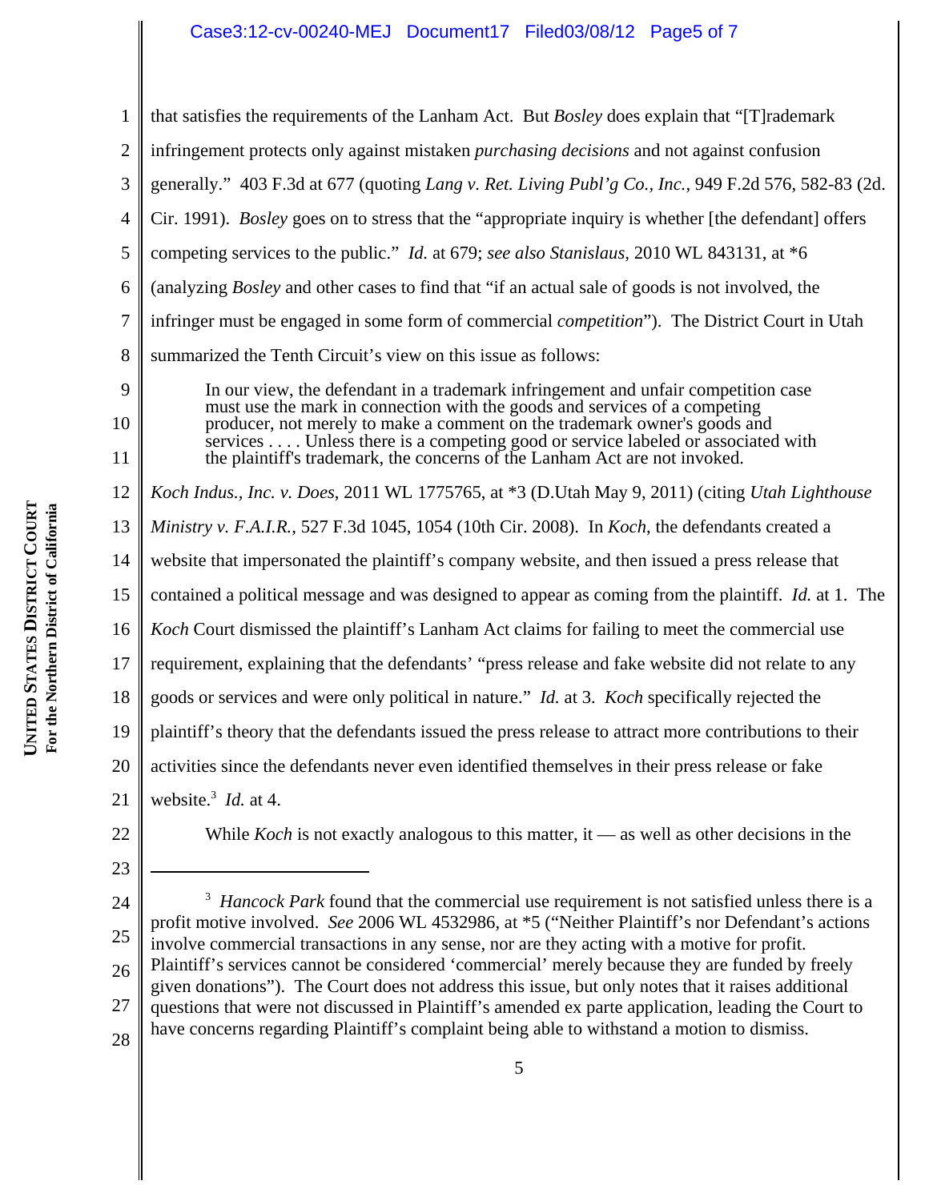that satisfies the requirements of the Lanham Act. But *Bosley* does explain that "[T]rademark infringement protects only against mistaken *purchasing decisions* and not against confusion generally." 403 F.3d at 677 (quoting *Lang v. Ret. Living Publ'g Co., Inc.*, 949 F.2d 576, 582-83 (2d. Cir. 1991). *Bosley* goes on to stress that the "appropriate inquiry is whether [the defendant] offers competing services to the public." *Id.* at 679; *see also Stanislaus*, 2010 WL 843131, at *6 (analyzing *Bosley* and other cases to find that "if an actual sale of goods is not involved, the infringer must be engaged in some form of commercial *competition*"). The District Court in Utah summarized the Tenth Circuit's view on this issue as follows:

> In our view, the defendant in a trademark infringement and unfair competition case must use the mark in connection with the goods and services of a competing producer, not merely to make a comment on the trademark owner's goods and services . . . . Unless there is a competing good or service labeled or associated with the plaintiff's trademark, the concerns of the Lanham Act are not invoked.

*Koch Indus., Inc. v. Does*, 2011 WL 1775765, at *3 (D.Utah May 9, 2011) (citing *Utah Lighthouse Ministry v. F.A.I.R.*, 527 F.3d 1045, 1054 (10th Cir. 2008). In *Koch*, the defendants created a website that impersonated the plaintiff's company website, and then issued a press release that contained a political message and was designed to appear as coming from the plaintiff. *Id.* at 1. The *Koch* Court dismissed the plaintiff's Lanham Act claims for failing to meet the commercial use requirement, explaining that the defendants' "press release and fake website did not relate to any goods or services and were only political in nature." *Id.* at 3. *Koch* specifically rejected the plaintiff's theory that the defendants issued the press release to attract more contributions to their activities since the defendants never even identified themselves in their press release or fake website.[3] *Id.* at 4.

While *Koch* is not exactly analogous to this matter, it — as well as other decisions in the

---

[3] *Hancock Park* found that the commercial use requirement is not satisfied unless there is a profit motive involved. *See* 2006 WL 4532986, at *5 ("Neither Plaintiff's nor Defendant's actions involve commercial transactions in any sense, nor are they acting with a motive for profit. Plaintiff's services cannot be considered 'commercial' merely because they are funded by freely given donations"). The Court does not address this issue, but only notes that it raises additional questions that were not discussed in Plaintiff's amended ex parte application, leading the Court to have concerns regarding Plaintiff's complaint being able to withstand a motion to dismiss.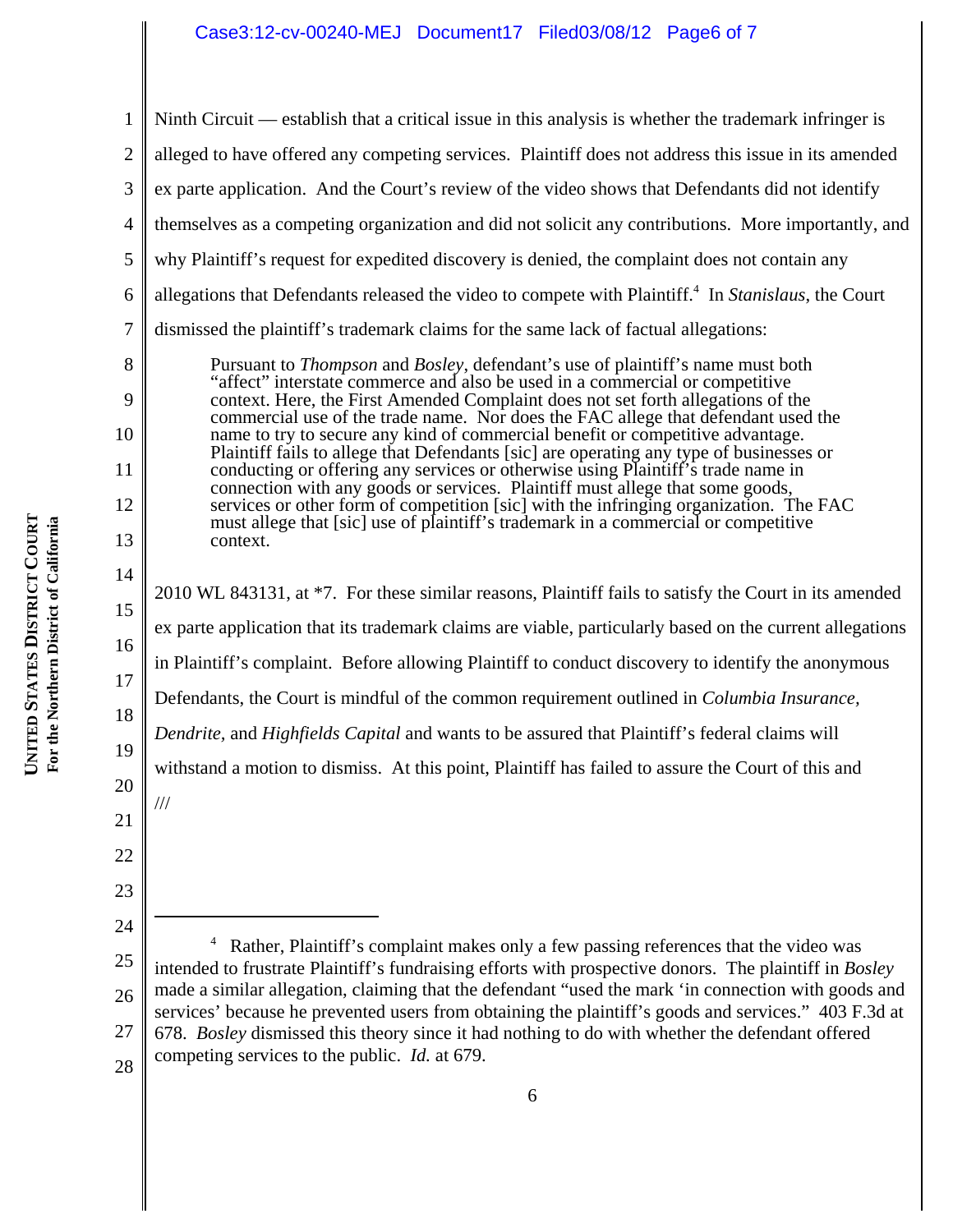Ninth Circuit — establish that a critical issue in this analysis is whether the trademark infringer is alleged to have offered any competing services. Plaintiff does not address this issue in its amended ex parte application. And the Court's review of the video shows that Defendants did not identify themselves as a competing organization and did not solicit any contributions. More importantly, and why Plaintiff's request for expedited discovery is denied, the complaint does not contain any allegations that Defendants released the video to compete with Plaintiff.[4] In *Stanislaus*, the Court dismissed the plaintiff's trademark claims for the same lack of factual allegations:

> Pursuant to *Thompson* and *Bosley*, defendant's use of plaintiff's name must both "affect" interstate commerce and also be used in a commercial or competitive context. Here, the First Amended Complaint does not set forth allegations of the commercial use of the trade name. Nor does the FAC allege that defendant used the name to try to secure any kind of commercial benefit or competitive advantage. Plaintiff fails to allege that Defendants [sic] are operating any type of businesses or conducting or offering any services or otherwise using Plaintiff's trade name in connection with any goods or services. Plaintiff must allege that some goods, services or other form of competition [sic] with the infringing organization. The FAC must allege that [sic] use of plaintiff's trademark in a commercial or competitive context.

2010 WL 843131, at *7. For these similar reasons, Plaintiff fails to satisfy the Court in its amended ex parte application that its trademark claims are viable, particularly based on the current allegations in Plaintiff's complaint. Before allowing Plaintiff to conduct discovery to identify the anonymous Defendants, the Court is mindful of the common requirement outlined in *Columbia Insurance*, *Dendrite*, and *Highfields Capital* and wants to be assured that Plaintiff's federal claims will withstand a motion to dismiss. At this point, Plaintiff has failed to assure the Court of this and

///

---

[4] Rather, Plaintiff's complaint makes only a few passing references that the video was intended to frustrate Plaintiff's fundraising efforts with prospective donors. The plaintiff in *Bosley* made a similar allegation, claiming that the defendant "used the mark 'in connection with goods and services' because he prevented users from obtaining the plaintiff's goods and services." 403 F.3d at 678. *Bosley* dismissed this theory since it had nothing to do with whether the defendant offered competing services to the public. *Id.* at 679.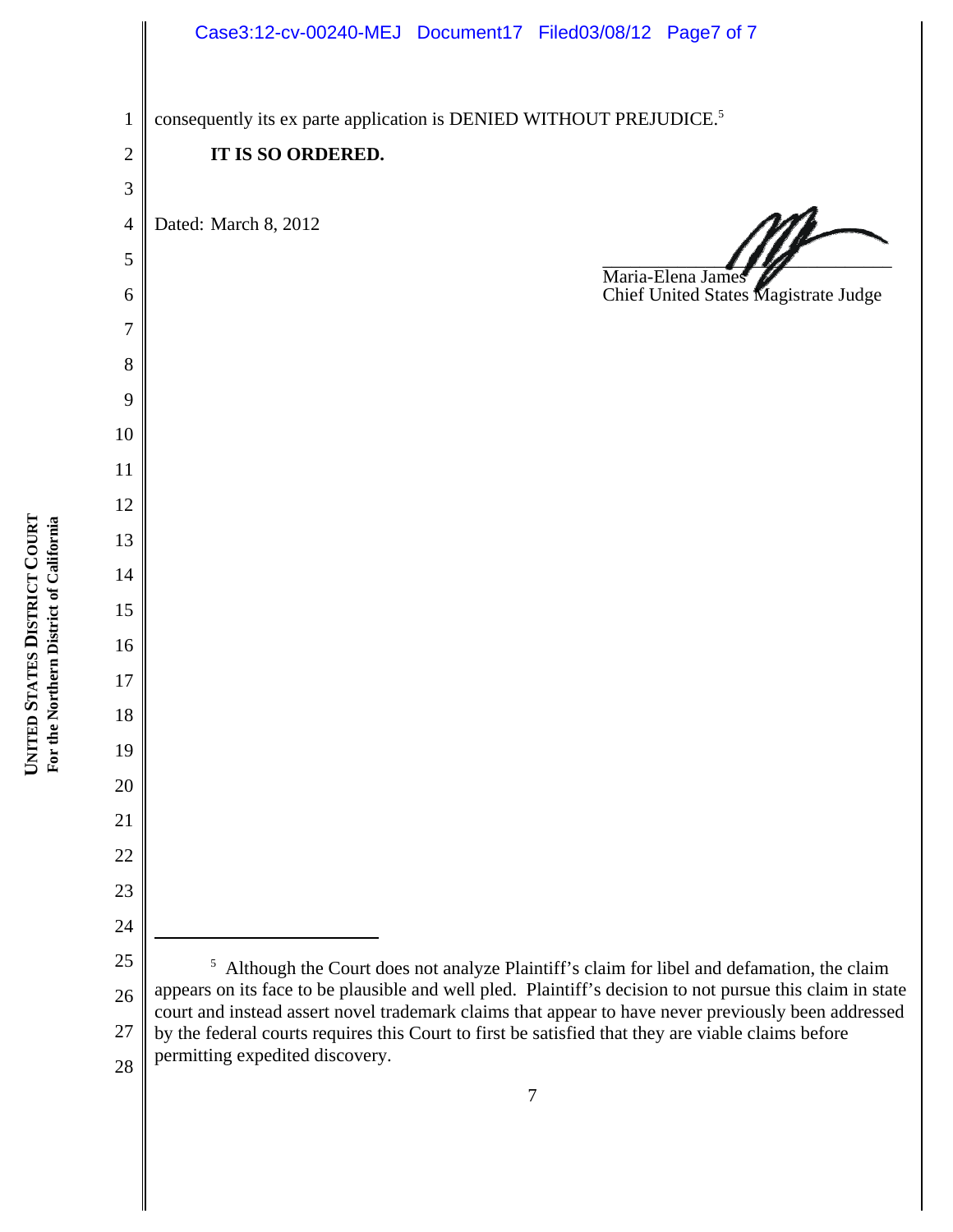consequently its ex parte application is DENIED WITHOUT PREJUDICE.[5]

**IT IS SO ORDERED.**

Dated: March 8, 2012

Maria-Elena James
Chief United States Magistrate Judge

[5] Although the Court does not analyze Plaintiff's claim for libel and defamation, the claim appears on its face to be plausible and well pled. Plaintiff's decision to not pursue this claim in state court and instead assert novel trademark claims that appear to have never previously been addressed by the federal courts requires this Court to first be satisfied that they are viable claims before permitting expedited discovery.